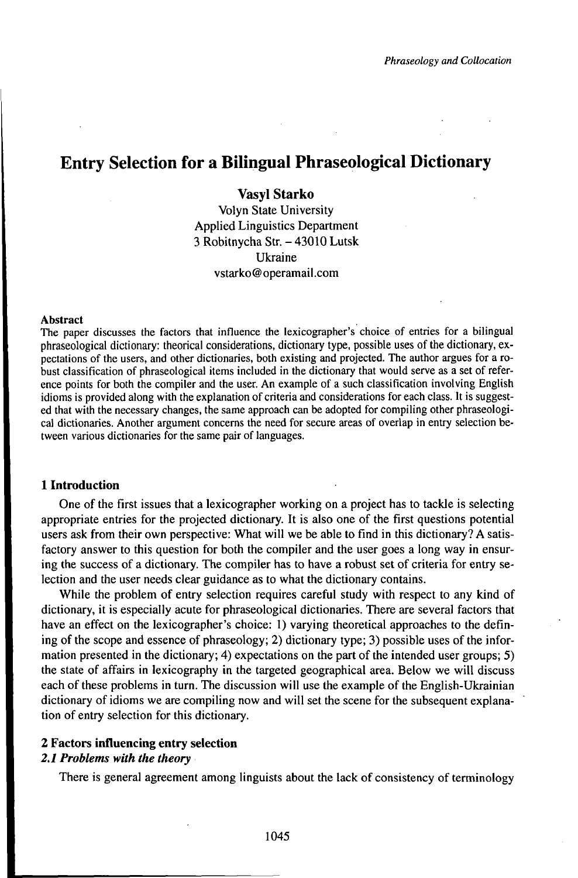# Entry Selection for a Bilingual Phraseological Dictionary

**Vasyl Starko**

Volyn State University
Applied Linguistics Department
3 Robitnycha Str. – 43010 Lutsk
Ukraine
vstarko@operamail.com

**Abstract**

The paper discusses the factors that influence the lexicographer's choice of entries for a bilingual phraseological dictionary: theorical considerations, dictionary type, possible uses of the dictionary, expectations of the users, and other dictionaries, both existing and projected. The author argues for a robust classification of phraseological items included in the dictionary that would serve as a set of reference points for both the compiler and the user. An example of a such classification involving English idioms is provided along with the explanation of criteria and considerations for each class. It is suggested that with the necessary changes, the same approach can be adopted for compiling other phraseological dictionaries. Another argument concerns the need for secure areas of overlap in entry selection between various dictionaries for the same pair of languages.

## 1 Introduction

One of the first issues that a lexicographer working on a project has to tackle is selecting appropriate entries for the projected dictionary. It is also one of the first questions potential users ask from their own perspective: What will we be able to find in this dictionary? A satisfactory answer to this question for both the compiler and the user goes a long way in ensuring the success of a dictionary. The compiler has to have a robust set of criteria for entry selection and the user needs clear guidance as to what the dictionary contains.

While the problem of entry selection requires careful study with respect to any kind of dictionary, it is especially acute for phraseological dictionaries. There are several factors that have an effect on the lexicographer's choice: 1) varying theoretical approaches to the defining of the scope and essence of phraseology; 2) dictionary type; 3) possible uses of the information presented in the dictionary; 4) expectations on the part of the intended user groups; 5) the state of affairs in lexicography in the targeted geographical area. Below we will discuss each of these problems in turn. The discussion will use the example of the English-Ukrainian dictionary of idioms we are compiling now and will set the scene for the subsequent explanation of entry selection for this dictionary.

## 2 Factors influencing entry selection

### 2.1 Problems with the theory

There is general agreement among linguists about the lack of consistency of terminology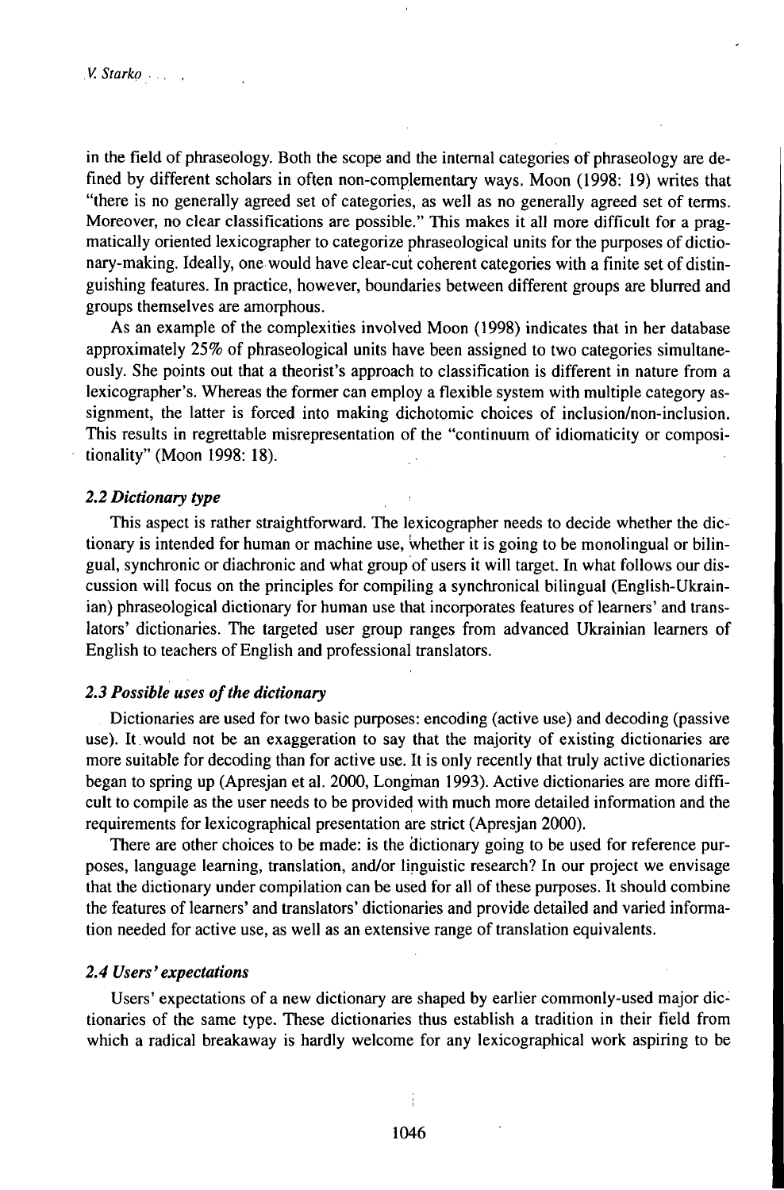in the field of phraseology. Both the scope and the internal categories of phraseology are defined by different scholars in often non-complementary ways. Moon (1998: 19) writes that "there is no generally agreed set of categories, as well as no generally agreed set of terms. Moreover, no clear classifications are possible." This makes it all more difficult for a pragmatically oriented lexicographer to categorize phraseological units for the purposes of dictionary-making. Ideally, one would have clear-cut coherent categories with a finite set of distinguishing features. In practice, however, boundaries between different groups are blurred and groups themselves are amorphous.

As an example of the complexities involved Moon (1998) indicates that in her database approximately 25% of phraseological units have been assigned to two categories simultaneously. She points out that a theorist's approach to classification is different in nature from a lexicographer's. Whereas the former can employ a flexible system with multiple category assignment, the latter is forced into making dichotomic choices of inclusion/non-inclusion. This results in regrettable misrepresentation of the "continuum of idiomaticity or compositionality" (Moon 1998: 18).

### *2.2 Dictionary type*

This aspect is rather straightforward. The lexicographer needs to decide whether the dictionary is intended for human or machine use, whether it is going to be monolingual or bilingual, synchronic or diachronic and what group of users it will target. In what follows our discussion will focus on the principles for compiling a synchronical bilingual (English-Ukrainian) phraseological dictionary for human use that incorporates features of learners' and translators' dictionaries. The targeted user group ranges from advanced Ukrainian learners of English to teachers of English and professional translators.

### *2.3 Possible uses of the dictionary*

Dictionaries are used for two basic purposes: encoding (active use) and decoding (passive use). It would not be an exaggeration to say that the majority of existing dictionaries are more suitable for decoding than for active use. It is only recently that truly active dictionaries began to spring up (Apresjan et al. 2000, Longman 1993). Active dictionaries are more difficult to compile as the user needs to be provided with much more detailed information and the requirements for lexicographical presentation are strict (Apresjan 2000).

There are other choices to be made: is the dictionary going to be used for reference purposes, language learning, translation, and/or linguistic research? In our project we envisage that the dictionary under compilation can be used for all of these purposes. It should combine the features of learners' and translators' dictionaries and provide detailed and varied information needed for active use, as well as an extensive range of translation equivalents.

### *2.4 Users' expectations*

Users' expectations of a new dictionary are shaped by earlier commonly-used major dictionaries of the same type. These dictionaries thus establish a tradition in their field from which a radical breakaway is hardly welcome for any lexicographical work aspiring to be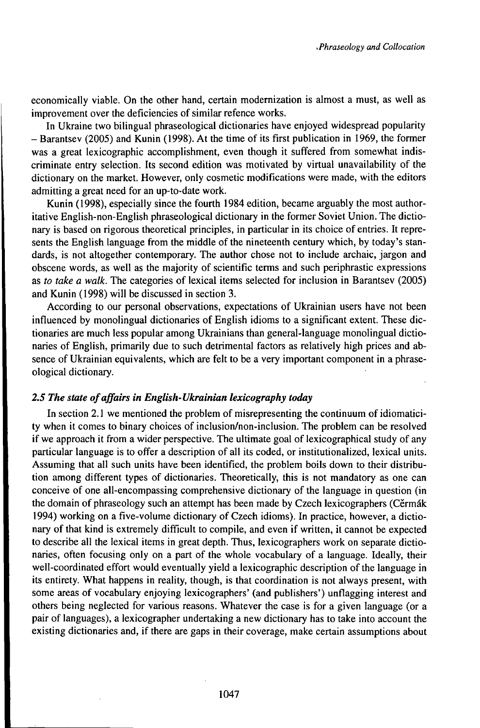economically viable. On the other hand, certain modernization is almost a must, as well as improvement over the deficiencies of similar refence works.

In Ukraine two bilingual phraseological dictionaries have enjoyed widespread popularity – Barantsev (2005) and Kunin (1998). At the time of its first publication in 1969, the former was a great lexicographic accomplishment, even though it suffered from somewhat indiscriminate entry selection. Its second edition was motivated by virtual unavailability of the dictionary on the market. However, only cosmetic modifications were made, with the editors admitting a great need for an up-to-date work.

Kunin (1998), especially since the fourth 1984 edition, became arguably the most authoritative English-non-English phraseological dictionary in the former Soviet Union. The dictionary is based on rigorous theoretical principles, in particular in its choice of entries. It represents the English language from the middle of the nineteenth century which, by today's standards, is not altogether contemporary. The author chose not to include archaic, jargon and obscene words, as well as the majority of scientific terms and such periphrastic expressions as *to take a walk*. The categories of lexical items selected for inclusion in Barantsev (2005) and Kunin (1998) will be discussed in section 3.

According to our personal observations, expectations of Ukrainian users have not been influenced by monolingual dictionaries of English idioms to a significant extent. These dictionaries are much less popular among Ukrainians than general-language monolingual dictionaries of English, primarily due to such detrimental factors as relatively high prices and absence of Ukrainian equivalents, which are felt to be a very important component in a phraseological dictionary.

### *2.5 The state of affairs in English-Ukrainian lexicography today*

In section 2.1 we mentioned the problem of misrepresenting the continuum of idiomaticity when it comes to binary choices of inclusion/non-inclusion. The problem can be resolved if we approach it from a wider perspective. The ultimate goal of lexicographical study of any particular language is to offer a description of all its coded, or institutionalized, lexical units. Assuming that all such units have been identified, the problem boils down to their distribution among different types of dictionaries. Theoretically, this is not mandatory as one can conceive of one all-encompassing comprehensive dictionary of the language in question (in the domain of phraseology such an attempt has been made by Czech lexicographers (Čermák 1994) working on a five-volume dictionary of Czech idioms). In practice, however, a dictionary of that kind is extremely difficult to compile, and even if written, it cannot be expected to describe all the lexical items in great depth. Thus, lexicographers work on separate dictionaries, often focusing only on a part of the whole vocabulary of a language. Ideally, their well-coordinated effort would eventually yield a lexicographic description of the language in its entirety. What happens in reality, though, is that coordination is not always present, with some areas of vocabulary enjoying lexicographers' (and publishers') unflagging interest and others being neglected for various reasons. Whatever the case is for a given language (or a pair of languages), a lexicographer undertaking a new dictionary has to take into account the existing dictionaries and, if there are gaps in their coverage, make certain assumptions about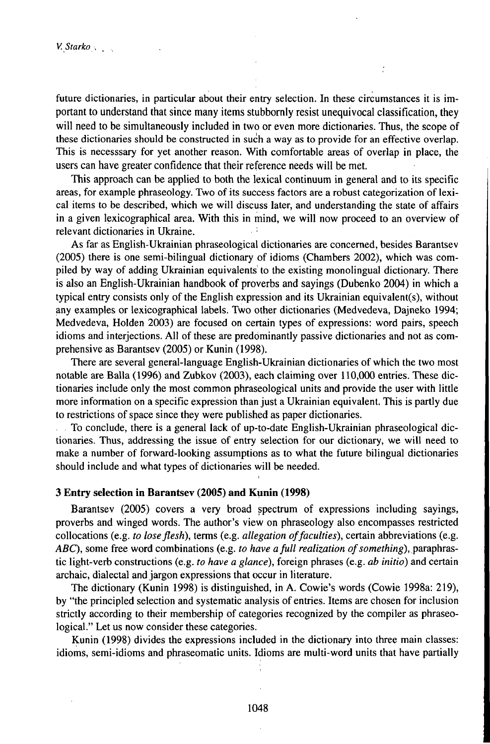future dictionaries, in particular about their entry selection. In these circumstances it is important to understand that since many items stubbornly resist unequivocal classification, they will need to be simultaneously included in two or even more dictionaries. Thus, the scope of these dictionaries should be constructed in such a way as to provide for an effective overlap. This is necesssary for yet another reason. With comfortable areas of overlap in place, the users can have greater confidence that their reference needs will be met.

This approach can be applied to both the lexical continuum in general and to its specific areas, for example phraseology. Two of its success factors are a robust categorization of lexical items to be described, which we will discuss later, and understanding the state of affairs in a given lexicographical area. With this in mind, we will now proceed to an overview of relevant dictionaries in Ukraine.

As far as English-Ukrainian phraseological dictionaries are concerned, besides Barantsev (2005) there is one semi-bilingual dictionary of idioms (Chambers 2002), which was compiled by way of adding Ukrainian equivalents to the existing monolingual dictionary. There is also an English-Ukrainian handbook of proverbs and sayings (Dubenko 2004) in which a typical entry consists only of the English expression and its Ukrainian equivalent(s), without any examples or lexicographical labels. Two other dictionaries (Medvedeva, Dajneko 1994; Medvedeva, Holden 2003) are focused on certain types of expressions: word pairs, speech idioms and interjections. All of these are predominantly passive dictionaries and not as comprehensive as Barantsev (2005) or Kunin (1998).

There are several general-language English-Ukrainian dictionaries of which the two most notable are Balla (1996) and Zubkov (2003), each claiming over 110,000 entries. These dictionaries include only the most common phraseological units and provide the user with little more information on a specific expression than just a Ukrainian equivalent. This is partly due to restrictions of space since they were published as paper dictionaries.

To conclude, there is a general lack of up-to-date English-Ukrainian phraseological dictionaries. Thus, addressing the issue of entry selection for our dictionary, we will need to make a number of forward-looking assumptions as to what the future bilingual dictionaries should include and what types of dictionaries will be needed.

## 3 Entry selection in Barantsev (2005) and Kunin (1998)

Barantsev (2005) covers a very broad spectrum of expressions including sayings, proverbs and winged words. The author's view on phraseology also encompasses restricted collocations (e.g. *to lose flesh*), terms (e.g. *allegation of faculties*), certain abbreviations (e.g. *ABC*), some free word combinations (e.g. *to have a full realization of something*), paraphrastic light-verb constructions (e.g. *to have a glance*), foreign phrases (e.g. *ab initio*) and certain archaic, dialectal and jargon expressions that occur in literature.

The dictionary (Kunin 1998) is distinguished, in A. Cowie's words (Cowie 1998a: 219), by "the principled selection and systematic analysis of entries. Items are chosen for inclusion strictly according to their membership of categories recognized by the compiler as phraseological." Let us now consider these categories.

Kunin (1998) divides the expressions included in the dictionary into three main classes: idioms, semi-idioms and phraseomatic units. Idioms are multi-word units that have partially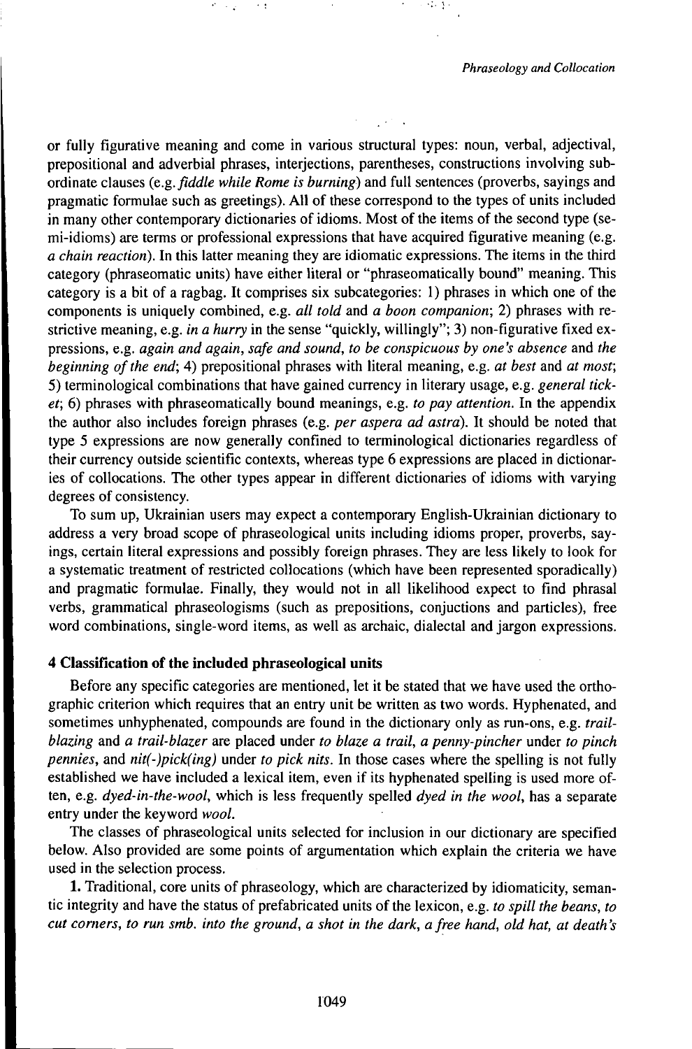or fully figurative meaning and come in various structural types: noun, verbal, adjectival, prepositional and adverbial phrases, interjections, parentheses, constructions involving subordinate clauses (e.g. *fiddle while Rome is burning*) and full sentences (proverbs, sayings and pragmatic formulae such as greetings). All of these correspond to the types of units included in many other contemporary dictionaries of idioms. Most of the items of the second type (semi-idioms) are terms or professional expressions that have acquired figurative meaning (e.g. *a chain reaction*). In this latter meaning they are idiomatic expressions. The items in the third category (phraseomatic units) have either literal or "phraseomatically bound" meaning. This category is a bit of a ragbag. It comprises six subcategories: 1) phrases in which one of the components is uniquely combined, e.g. *all told* and *a boon companion*; 2) phrases with restrictive meaning, e.g. *in a hurry* in the sense "quickly, willingly"; 3) non-figurative fixed expressions, e.g. *again and again*, *safe and sound*, *to be conspicuous by one's absence* and *the beginning of the end*; 4) prepositional phrases with literal meaning, e.g. *at best* and *at most*; 5) terminological combinations that have gained currency in literary usage, e.g. *general ticket*; 6) phrases with phraseomatically bound meanings, e.g. *to pay attention*. In the appendix the author also includes foreign phrases (e.g. *per aspera ad astra*). It should be noted that type 5 expressions are now generally confined to terminological dictionaries regardless of their currency outside scientific contexts, whereas type 6 expressions are placed in dictionaries of collocations. The other types appear in different dictionaries of idioms with varying degrees of consistency.

To sum up, Ukrainian users may expect a contemporary English-Ukrainian dictionary to address a very broad scope of phraseological units including idioms proper, proverbs, sayings, certain literal expressions and possibly foreign phrases. They are less likely to look for a systematic treatment of restricted collocations (which have been represented sporadically) and pragmatic formulae. Finally, they would not in all likelihood expect to find phrasal verbs, grammatical phraseologisms (such as prepositions, conjuctions and particles), free word combinations, single-word items, as well as archaic, dialectal and jargon expressions.

## 4 Classification of the included phraseological units

Before any specific categories are mentioned, let it be stated that we have used the orthographic criterion which requires that an entry unit be written as two words. Hyphenated, and sometimes unhyphenated, compounds are found in the dictionary only as run-ons, e.g. *trail-blazing* and *a trail-blazer* are placed under *to blaze a trail*, *a penny-pincher* under *to pinch pennies*, and *nit(-)pick(ing)* under *to pick nits*. In those cases where the spelling is not fully established we have included a lexical item, even if its hyphenated spelling is used more often, e.g. *dyed-in-the-wool*, which is less frequently spelled *dyed in the wool*, has a separate entry under the keyword *wool*.

The classes of phraseological units selected for inclusion in our dictionary are specified below. Also provided are some points of argumentation which explain the criteria we have used in the selection process.

**1.** Traditional, core units of phraseology, which are characterized by idiomaticity, semantic integrity and have the status of prefabricated units of the lexicon, e.g. *to spill the beans*, *to cut corners*, *to run smb. into the ground*, *a shot in the dark*, *a free hand*, *old hat*, *at death's*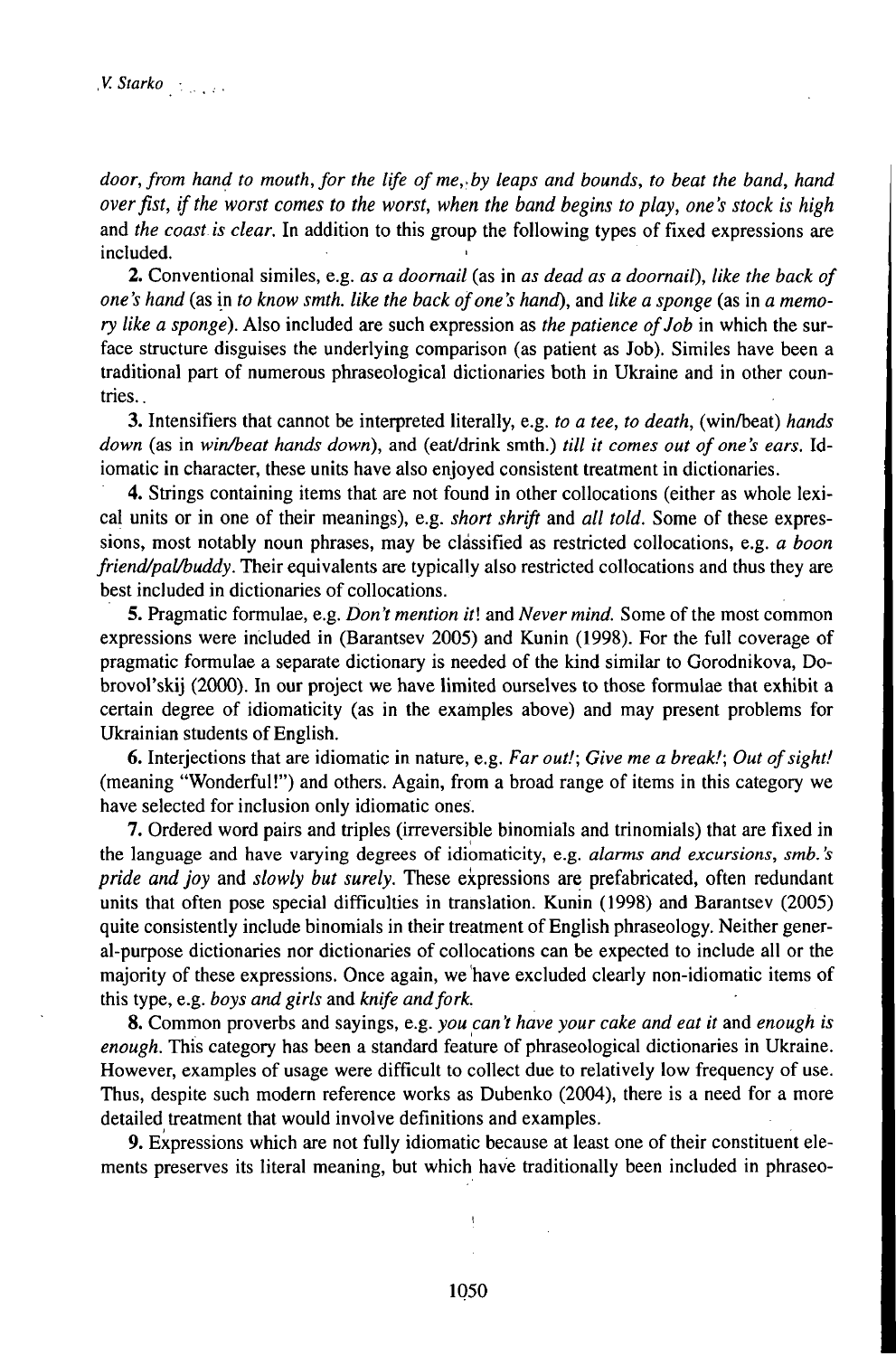*door*, *from hand to mouth*, *for the life of me*, *by leaps and bounds*, *to beat the band*, *hand over fist*, *if the worst comes to the worst*, *when the band begins to play*, *one's stock is high* and *the coast is clear*. In addition to this group the following types of fixed expressions are included.

**2.** Conventional similes, e.g. *as a doornail* (as in *as dead as a doornail*), *like the back of one's hand* (as in *to know smth. like the back of one's hand*), and *like a sponge* (as in *a memory like a sponge*). Also included are such expression as *the patience of Job* in which the surface structure disguises the underlying comparison (as patient as Job). Similes have been a traditional part of numerous phraseological dictionaries both in Ukraine and in other countries.

**3.** Intensifiers that cannot be interpreted literally, e.g. *to a tee*, *to death*, (win/beat) *hands down* (as in *win/beat hands down*), and (eat/drink smth.) *till it comes out of one's ears*. Idiomatic in character, these units have also enjoyed consistent treatment in dictionaries.

**4.** Strings containing items that are not found in other collocations (either as whole lexical units or in one of their meanings), e.g. *short shrift* and *all told*. Some of these expressions, most notably noun phrases, may be classified as restricted collocations, e.g. *a boon friend/pal/buddy*. Their equivalents are typically also restricted collocations and thus they are best included in dictionaries of collocations.

**5.** Pragmatic formulae, e.g. *Don't mention it*! and *Never mind*. Some of the most common expressions were included in (Barantsev 2005) and Kunin (1998). For the full coverage of pragmatic formulae a separate dictionary is needed of the kind similar to Gorodnikova, Dobrovol'skij (2000). In our project we have limited ourselves to those formulae that exhibit a certain degree of idiomaticity (as in the examples above) and may present problems for Ukrainian students of English.

**6.** Interjections that are idiomatic in nature, e.g. *Far out!*; *Give me a break!*; *Out of sight!* (meaning "Wonderful!") and others. Again, from a broad range of items in this category we have selected for inclusion only idiomatic ones.

**7.** Ordered word pairs and triples (irreversible binomials and trinomials) that are fixed in the language and have varying degrees of idiomaticity, e.g. *alarms and excursions*, *smb.'s pride and joy* and *slowly but surely*. These expressions are prefabricated, often redundant units that often pose special difficulties in translation. Kunin (1998) and Barantsev (2005) quite consistently include binomials in their treatment of English phraseology. Neither general-purpose dictionaries nor dictionaries of collocations can be expected to include all or the majority of these expressions. Once again, we have excluded clearly non-idiomatic items of this type, e.g. *boys and girls* and *knife and fork*.

**8.** Common proverbs and sayings, e.g. *you can't have your cake and eat it* and *enough is enough*. This category has been a standard feature of phraseological dictionaries in Ukraine. However, examples of usage were difficult to collect due to relatively low frequency of use. Thus, despite such modern reference works as Dubenko (2004), there is a need for a more detailed treatment that would involve definitions and examples.

**9.** Expressions which are not fully idiomatic because at least one of their constituent elements preserves its literal meaning, but which have traditionally been included in phraseo-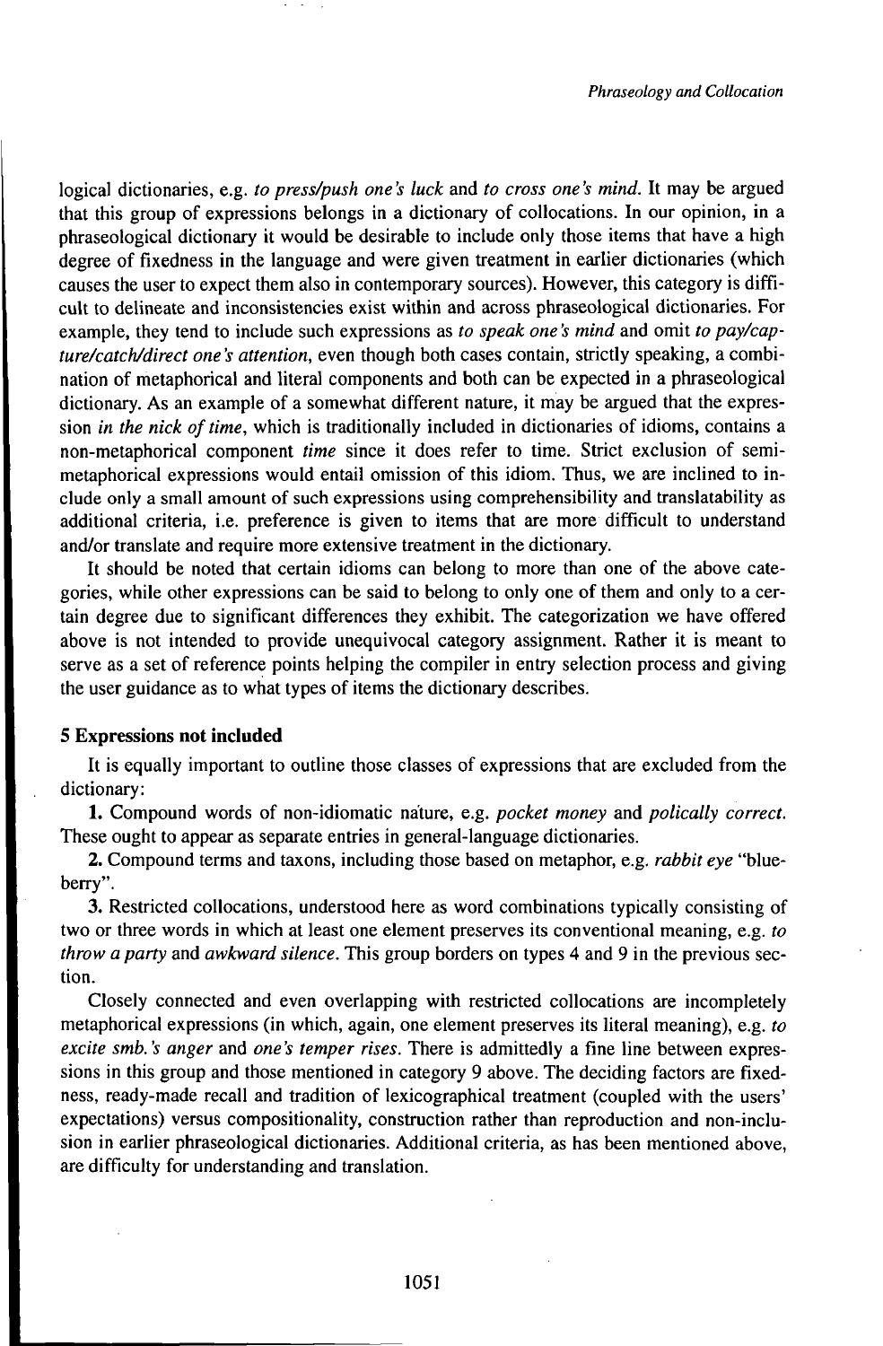logical dictionaries, e.g. *to press/push one's luck* and *to cross one's mind*. It may be argued that this group of expressions belongs in a dictionary of collocations. In our opinion, in a phraseological dictionary it would be desirable to include only those items that have a high degree of fixedness in the language and were given treatment in earlier dictionaries (which causes the user to expect them also in contemporary sources). However, this category is difficult to delineate and inconsistencies exist within and across phraseological dictionaries. For example, they tend to include such expressions as *to speak one's mind* and omit *to pay/capture/catch/direct one's attention*, even though both cases contain, strictly speaking, a combination of metaphorical and literal components and both can be expected in a phraseological dictionary. As an example of a somewhat different nature, it may be argued that the expression *in the nick of time*, which is traditionally included in dictionaries of idioms, contains a non-metaphorical component *time* since it does refer to time. Strict exclusion of semi-metaphorical expressions would entail omission of this idiom. Thus, we are inclined to include only a small amount of such expressions using comprehensibility and translatability as additional criteria, i.e. preference is given to items that are more difficult to understand and/or translate and require more extensive treatment in the dictionary.

It should be noted that certain idioms can belong to more than one of the above categories, while other expressions can be said to belong to only one of them and only to a certain degree due to significant differences they exhibit. The categorization we have offered above is not intended to provide unequivocal category assignment. Rather it is meant to serve as a set of reference points helping the compiler in entry selection process and giving the user guidance as to what types of items the dictionary describes.

## 5 Expressions not included

It is equally important to outline those classes of expressions that are excluded from the dictionary:

**1.** Compound words of non-idiomatic nature, e.g. *pocket money* and *polically correct*. These ought to appear as separate entries in general-language dictionaries.

**2.** Compound terms and taxons, including those based on metaphor, e.g. *rabbit eye* "blueberry".

**3.** Restricted collocations, understood here as word combinations typically consisting of two or three words in which at least one element preserves its conventional meaning, e.g. *to throw a party* and *awkward silence*. This group borders on types 4 and 9 in the previous section.

Closely connected and even overlapping with restricted collocations are incompletely metaphorical expressions (in which, again, one element preserves its literal meaning), e.g. *to excite smb.'s anger* and *one's temper rises*. There is admittedly a fine line between expressions in this group and those mentioned in category 9 above. The deciding factors are fixedness, ready-made recall and tradition of lexicographical treatment (coupled with the users' expectations) versus compositionality, construction rather than reproduction and non-inclusion in earlier phraseological dictionaries. Additional criteria, as has been mentioned above, are difficulty for understanding and translation.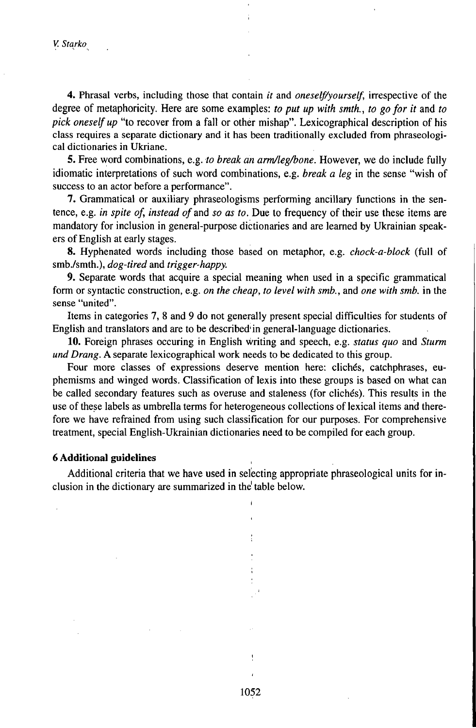**4.** Phrasal verbs, including those that contain *it* and *oneself/yourself*, irrespective of the degree of metaphoricity. Here are some examples: *to put up with smth.*, *to go for it* and *to pick oneself up* "to recover from a fall or other mishap". Lexicographical description of his class requires a separate dictionary and it has been traditionally excluded from phraseological dictionaries in Ukriane.

**5.** Free word combinations, e.g. *to break an arm/leg/bone*. However, we do include fully idiomatic interpretations of such word combinations, e.g. *break a leg* in the sense "wish of success to an actor before a performance".

**7.** Grammatical or auxiliary phraseologisms performing ancillary functions in the sentence, e.g. *in spite of*, *instead of* and *so as to*. Due to frequency of their use these items are mandatory for inclusion in general-purpose dictionaries and are learned by Ukrainian speakers of English at early stages.

**8.** Hyphenated words including those based on metaphor, e.g. *chock-a-block* (full of smb./smth.), *dog-tired* and *trigger-happy*.

**9.** Separate words that acquire a special meaning when used in a specific grammatical form or syntactic construction, e.g. *on the cheap*, *to level with smb.*, and *one with smb.* in the sense "united".

Items in categories 7, 8 and 9 do not generally present special difficulties for students of English and translators and are to be described in general-language dictionaries.

**10.** Foreign phrases occuring in English writing and speech, e.g. *status quo* and *Sturm und Drang*. A separate lexicographical work needs to be dedicated to this group.

Four more classes of expressions deserve mention here: clichés, catchphrases, euphemisms and winged words. Classification of lexis into these groups is based on what can be called secondary features such as overuse and staleness (for clichés). This results in the use of these labels as umbrella terms for heterogeneous collections of lexical items and therefore we have refrained from using such classification for our purposes. For comprehensive treatment, special English-Ukrainian dictionaries need to be compiled for each group.

### 6 Additional guidelines

Additional criteria that we have used in selecting appropriate phraseological units for inclusion in the dictionary are summarized in the table below.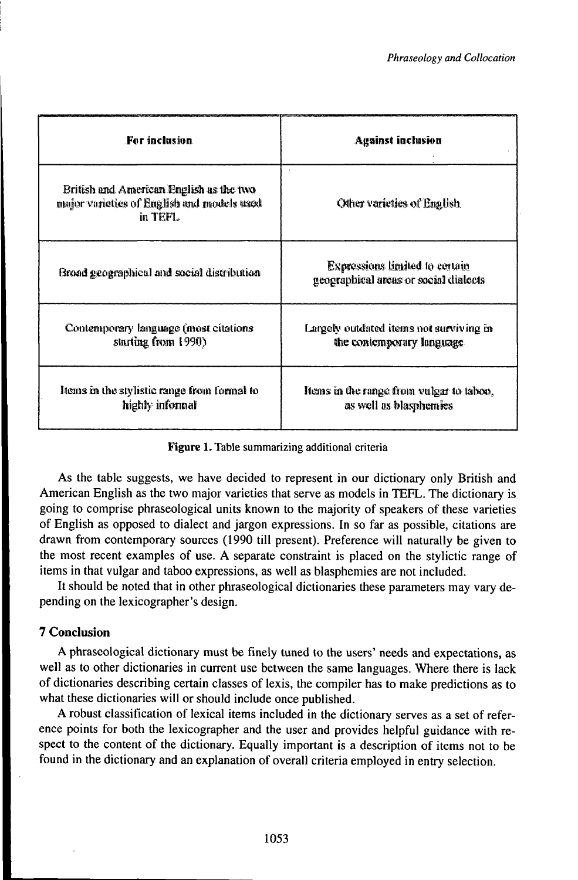| For inclusion | Against inclusion |
| --- | --- |
| British and American English as the two major varieties of English and models used in TEFL | Other varieties of English |
| Broad geographical and social distribution | Expressions limited to certain geographical areas or social dialects |
| Contemporary language (most citations starting from 1990) | Largely outdated items not surviving in the contemporary language |
| Items in the stylistic range from formal to highly informal | Items in the range from vulgar to taboo, as well as blasphemies |

**Figure 1.** Table summarizing additional criteria

As the table suggests, we have decided to represent in our dictionary only British and American English as the two major varieties that serve as models in TEFL. The dictionary is going to comprise phraseological units known to the majority of speakers of these varieties of English as opposed to dialect and jargon expressions. In so far as possible, citations are drawn from contemporary sources (1990 till present). Preference will naturally be given to the most recent examples of use. A separate constraint is placed on the stylictic range of items in that vulgar and taboo expressions, as well as blasphemies are not included.

It should be noted that in other phraseological dictionaries these parameters may vary depending on the lexicographer's design.

## 7 Conclusion

A phraseological dictionary must be finely tuned to the users' needs and expectations, as well as to other dictionaries in current use between the same languages. Where there is lack of dictionaries describing certain classes of lexis, the compiler has to make predictions as to what these dictionaries will or should include once published.

A robust classification of lexical items included in the dictionary serves as a set of reference points for both the lexicographer and the user and provides helpful guidance with respect to the content of the dictionary. Equally important is a description of items not to be found in the dictionary and an explanation of overall criteria employed in entry selection.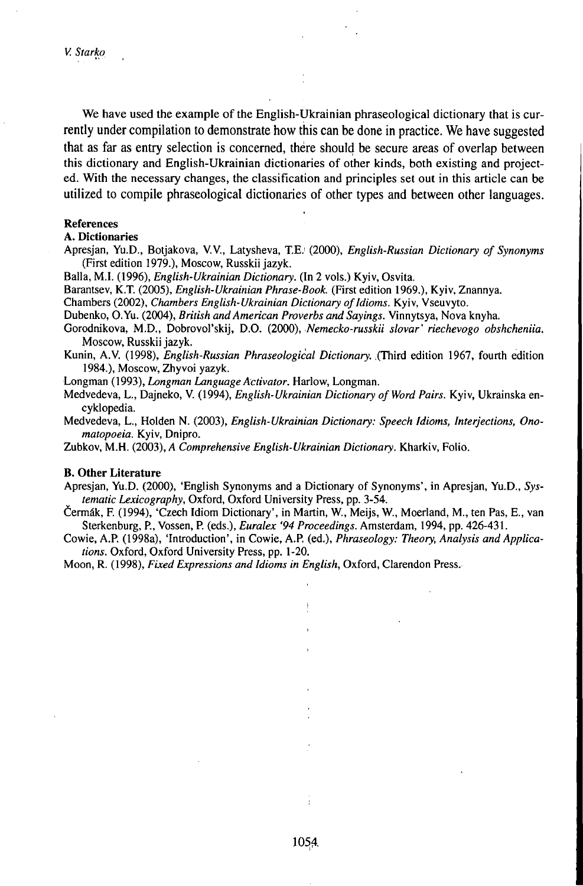We have used the example of the English-Ukrainian phraseological dictionary that is currently under compilation to demonstrate how this can be done in practice. We have suggested that as far as entry selection is concerned, there should be secure areas of overlap between this dictionary and English-Ukrainian dictionaries of other kinds, both existing and projected. With the necessary changes, the classification and principles set out in this article can be utilized to compile phraseological dictionaries of other types and between other languages.

## References

### A. Dictionaries

Apresjan, Yu.D., Botjakova, V.V., Latysheva, T.E. (2000), *English-Russian Dictionary of Synonyms* (First edition 1979.), Moscow, Russkii jazyk.

Balla, M.I. (1996), *English-Ukrainian Dictionary.* (In 2 vols.) Kyiv, Osvita.

Barantsev, K.T. (2005), *English-Ukrainian Phrase-Book.* (First edition 1969.), Kyiv, Znannya.

Chambers (2002), *Chambers English-Ukrainian Dictionary of Idioms.* Kyiv, Vseuvyto.

Dubenko, O.Yu. (2004), *British and American Proverbs and Sayings.* Vinnytsya, Nova knyha.

Gorodnikova, M.D., Dobrovol'skij, D.O. (2000), *Nemecko-russkii slovar' riechevogo obshcheniia.* Moscow, Russkii jazyk.

Kunin, A.V. (1998), *English-Russian Phraseological Dictionary.* (Third edition 1967, fourth edition 1984.), Moscow, Zhyvoi yazyk.

Longman (1993), *Longman Language Activator.* Harlow, Longman.

Medvedeva, L., Dajneko, V. (1994), *English-Ukrainian Dictionary of Word Pairs.* Kyiv, Ukrainska encyklopedia.

Medvedeva, L., Holden N. (2003), *English-Ukrainian Dictionary: Speech Idioms, Interjections, Onomatopoeia.* Kyiv, Dnipro.

Zubkov, M.H. (2003), *A Comprehensive English-Ukrainian Dictionary.* Kharkiv, Folio.

### B. Other Literature

Apresjan, Yu.D. (2000), 'English Synonyms and a Dictionary of Synonyms', in Apresjan, Yu.D., *Systematic Lexicography,* Oxford, Oxford University Press, pp. 3-54.

Čermák, F. (1994), 'Czech Idiom Dictionary', in Martin, W., Meijs, W., Moerland, M., ten Pas, E., van Sterkenburg, P., Vossen, P. (eds.), *Euralex '94 Proceedings.* Amsterdam, 1994, pp. 426-431.

Cowie, A.P. (1998a), 'Introduction', in Cowie, A.P. (ed.), *Phraseology: Theory, Analysis and Applications.* Oxford, Oxford University Press, pp. 1-20.

Moon, R. (1998), *Fixed Expressions and Idioms in English,* Oxford, Clarendon Press.